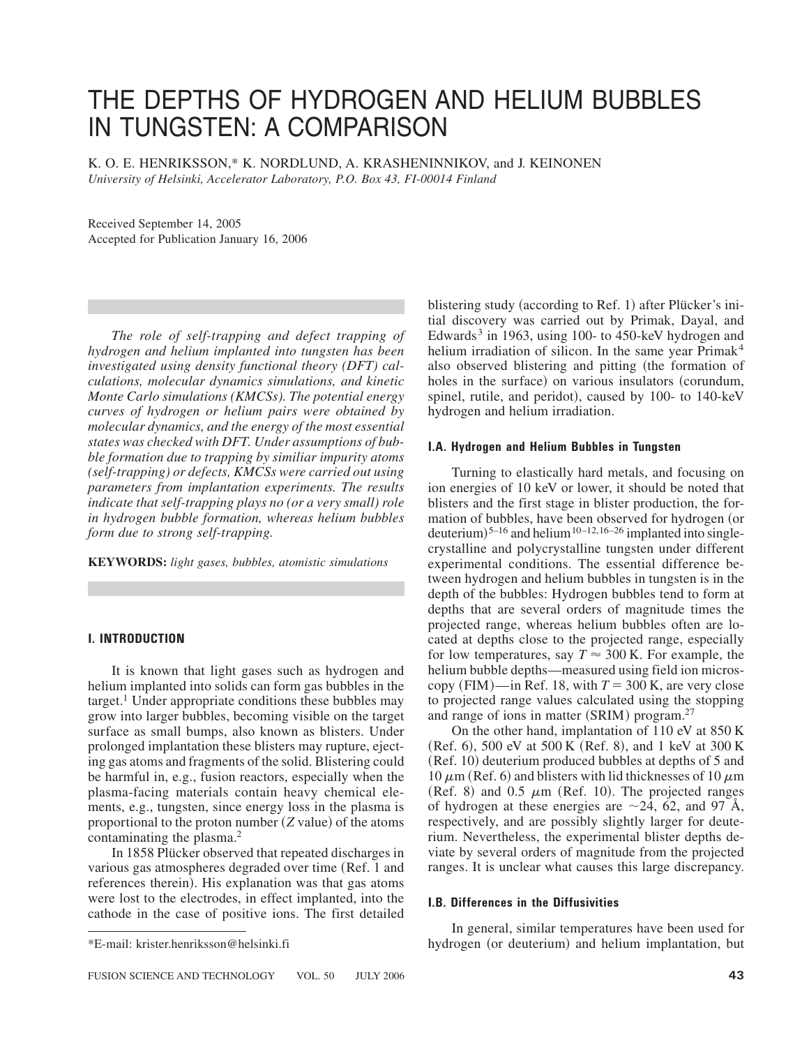# THE DEPTHS OF HYDROGEN AND HELIUM BUBBLES IN TUNGSTEN: A COMPARISON

K. O. E. HENRIKSSON,* K. NORDLUND, A. KRASHENINNIKOV, and J. KEINONEN

*University of Helsinki, Accelerator Laboratory, P.O. Box 43, FI-00014 Finland*

Received September 14, 2005
Accepted for Publication January 16, 2006

*The role of self-trapping and defect trapping of hydrogen and helium implanted into tungsten has been investigated using density functional theory (DFT) calculations, molecular dynamics simulations, and kinetic Monte Carlo simulations (KMCSs). The potential energy curves of hydrogen or helium pairs were obtained by molecular dynamics, and the energy of the most essential states was checked with DFT. Under assumptions of bubble formation due to trapping by similiar impurity atoms (self-trapping) or defects, KMCSs were carried out using parameters from implantation experiments. The results indicate that self-trapping plays no (or a very small) role in hydrogen bubble formation, whereas helium bubbles form due to strong self-trapping.*

**KEYWORDS:** *light gases, bubbles, atomistic simulations*

## I. INTRODUCTION

It is known that light gases such as hydrogen and helium implanted into solids can form gas bubbles in the target.[1] Under appropriate conditions these bubbles may grow into larger bubbles, becoming visible on the target surface as small bumps, also known as blisters. Under prolonged implantation these blisters may rupture, ejecting gas atoms and fragments of the solid. Blistering could be harmful in, e.g., fusion reactors, especially when the plasma-facing materials contain heavy chemical elements, e.g., tungsten, since energy loss in the plasma is proportional to the proton number ($Z$ value) of the atoms contaminating the plasma.[2]

In 1858 Plücker observed that repeated discharges in various gas atmospheres degraded over time (Ref. 1 and references therein). His explanation was that gas atoms were lost to the electrodes, in effect implanted, into the cathode in the case of positive ions. The first detailed blistering study (according to Ref. 1) after Plücker's initial discovery was carried out by Primak, Dayal, and Edwards[3] in 1963, using 100- to 450-keV hydrogen and helium irradiation of silicon. In the same year Primak[4] also observed blistering and pitting (the formation of holes in the surface) on various insulators (corundum, spinel, rutile, and peridot), caused by 100- to 140-keV hydrogen and helium irradiation.

### I.A. Hydrogen and Helium Bubbles in Tungsten

Turning to elastically hard metals, and focusing on ion energies of 10 keV or lower, it should be noted that blisters and the first stage in blister production, the formation of bubbles, have been observed for hydrogen (or deuterium)[5–16] and helium[10–12,16–26] implanted into single-crystalline and polycrystalline tungsten under different experimental conditions. The essential difference between hydrogen and helium bubbles in tungsten is in the depth of the bubbles: Hydrogen bubbles tend to form at depths that are several orders of magnitude times the projected range, whereas helium bubbles often are located at depths close to the projected range, especially for low temperatures, say $T \approx 300$ K. For example, the helium bubble depths—measured using field ion microscopy (FIM)—in Ref. 18, with $T = 300$ K, are very close to projected range values calculated using the stopping and range of ions in matter (SRIM) program.[27]

On the other hand, implantation of 110 eV at 850 K (Ref. 6), 500 eV at 500 K (Ref. 8), and 1 keV at 300 K (Ref. 10) deuterium produced bubbles at depths of 5 and 10 $\mu$m (Ref. 6) and blisters with lid thicknesses of 10 $\mu$m (Ref. 8) and 0.5 $\mu$m (Ref. 10). The projected ranges of hydrogen at these energies are ~24, 62, and 97 Å, respectively, and are possibly slightly larger for deuterium. Nevertheless, the experimental blister depths deviate by several orders of magnitude from the projected ranges. It is unclear what causes this large discrepancy.

### I.B. Differences in the Diffusivities

In general, similar temperatures have been used for hydrogen (or deuterium) and helium implantation, but

*E-mail: krister.henriksson@helsinki.fi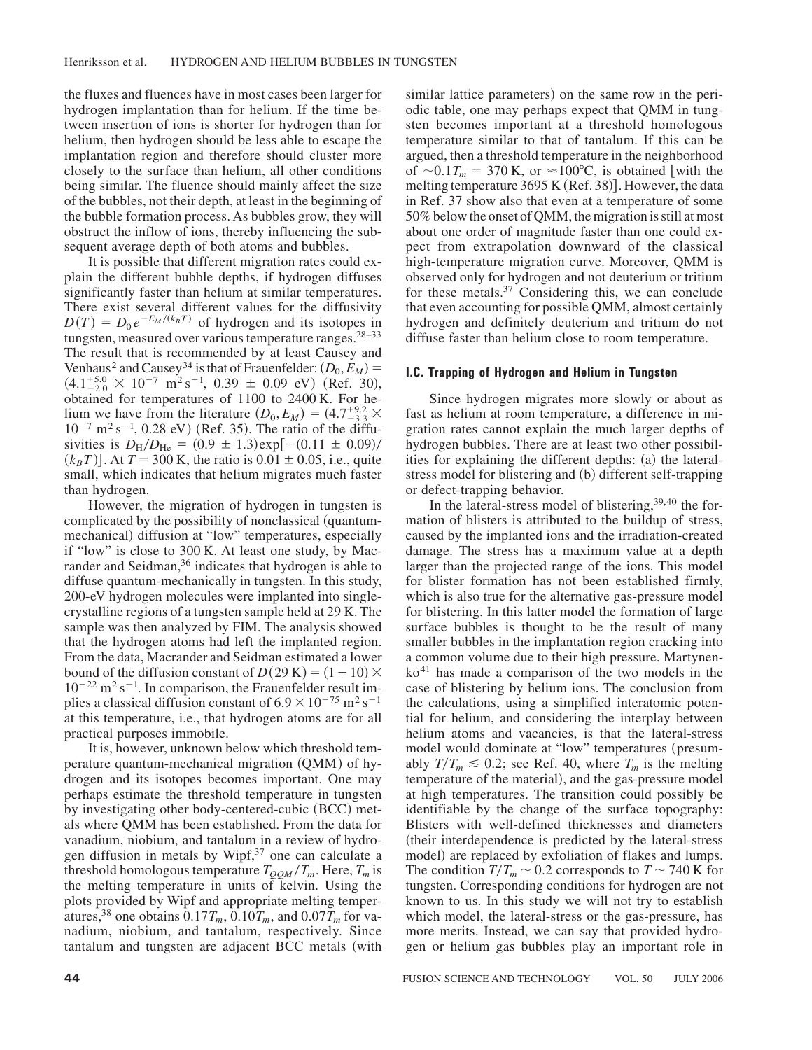the fluxes and fluences have in most cases been larger for hydrogen implantation than for helium. If the time between insertion of ions is shorter for hydrogen than for helium, then hydrogen should be less able to escape the implantation region and therefore should cluster more closely to the surface than helium, all other conditions being similar. The fluence should mainly affect the size of the bubbles, not their depth, at least in the beginning of the bubble formation process. As bubbles grow, they will obstruct the inflow of ions, thereby influencing the subsequent average depth of both atoms and bubbles.

It is possible that different migration rates could explain the different bubble depths, if hydrogen diffuses significantly faster than helium at similar temperatures. There exist several different values for the diffusivity $D(T) = D_0 e^{-E_M/(k_B T)}$ of hydrogen and its isotopes in tungsten, measured over various temperature ranges.[28–33] The result that is recommended by at least Causey and Venhaus[2] and Causey[34] is that of Frauenfelder: $(D_0, E_M) = (4.1^{+5.0}_{-2.0} \times 10^{-7}\ \mathrm{m^2\,s^{-1}},\ 0.39 \pm 0.09\ \mathrm{eV})$ (Ref. 30), obtained for temperatures of 1100 to 2400 K. For helium we have from the literature $(D_0, E_M) = (4.7^{+9.2}_{-3.3} \times 10^{-7}\ \mathrm{m^2\,s^{-1}},\ 0.28\ \mathrm{eV})$ (Ref. 35). The ratio of the diffusivities is $D_H/D_{He} = (0.9 \pm 1.3)\exp[-(0.11 \pm 0.09)/(k_B T)]$. At $T = 300$ K, the ratio is $0.01 \pm 0.05$, i.e., quite small, which indicates that helium migrates much faster than hydrogen.

However, the migration of hydrogen in tungsten is complicated by the possibility of nonclassical (quantum-mechanical) diffusion at "low" temperatures, especially if "low" is close to 300 K. At least one study, by Macrander and Seidman,[36] indicates that hydrogen is able to diffuse quantum-mechanically in tungsten. In this study, 200-eV hydrogen molecules were implanted into single-crystalline regions of a tungsten sample held at 29 K. The sample was then analyzed by FIM. The analysis showed that the hydrogen atoms had left the implanted region. From the data, Macrander and Seidman estimated a lower bound of the diffusion constant of $D(29\ \mathrm{K}) = (1-10) \times 10^{-22}\ \mathrm{m^2\,s^{-1}}$. In comparison, the Frauenfelder result implies a classical diffusion constant of $6.9 \times 10^{-75}\ \mathrm{m^2\,s^{-1}}$ at this temperature, i.e., that hydrogen atoms are for all practical purposes immobile.

It is, however, unknown below which threshold temperature quantum-mechanical migration (QMM) of hydrogen and its isotopes becomes important. One may perhaps estimate the threshold temperature in tungsten by investigating other body-centered-cubic (BCC) metals where QMM has been established. From the data for vanadium, niobium, and tantalum in a review of hydrogen diffusion in metals by Wipf,[37] one can calculate a threshold homologous temperature $T_{QQM}/T_m$. Here, $T_m$ is the melting temperature in units of kelvin. Using the plots provided by Wipf and appropriate melting temperatures,[38] one obtains $0.17T_m$, $0.10T_m$, and $0.07T_m$ for vanadium, niobium, and tantalum, respectively. Since tantalum and tungsten are adjacent BCC metals (with similar lattice parameters) on the same row in the periodic table, one may perhaps expect that QMM in tungsten becomes important at a threshold homologous temperature similar to that of tantalum. If this can be argued, then a threshold temperature in the neighborhood of $\sim 0.1T_m = 370$ K, or $\approx 100°$C, is obtained [with the melting temperature 3695 K (Ref. 38)]. However, the data in Ref. 37 show also that even at a temperature of some 50% below the onset of QMM, the migration is still at most about one order of magnitude faster than one could expect from extrapolation downward of the classical high-temperature migration curve. Moreover, QMM is observed only for hydrogen and not deuterium or tritium for these metals.[37] Considering this, we can conclude that even accounting for possible QMM, almost certainly hydrogen and definitely deuterium and tritium do not diffuse faster than helium close to room temperature.

### I.C. Trapping of Hydrogen and Helium in Tungsten

Since hydrogen migrates more slowly or about as fast as helium at room temperature, a difference in migration rates cannot explain the much larger depths of hydrogen bubbles. There are at least two other possibilities for explaining the different depths: (a) the lateral-stress model for blistering and (b) different self-trapping or defect-trapping behavior.

In the lateral-stress model of blistering,[39,40] the formation of blisters is attributed to the buildup of stress, caused by the implanted ions and the irradiation-created damage. The stress has a maximum value at a depth larger than the projected range of the ions. This model for blister formation has not been established firmly, which is also true for the alternative gas-pressure model for blistering. In this latter model the formation of large surface bubbles is thought to be the result of many smaller bubbles in the implantation region cracking into a common volume due to their high pressure. Martynenko[41] has made a comparison of the two models in the case of blistering by helium ions. The conclusion from the calculations, using a simplified interatomic potential for helium, and considering the interplay between helium atoms and vacancies, is that the lateral-stress model would dominate at "low" temperatures (presumably $T/T_m \lesssim 0.2$; see Ref. 40, where $T_m$ is the melting temperature of the material), and the gas-pressure model at high temperatures. The transition could possibly be identifiable by the change of the surface topography: Blisters with well-defined thicknesses and diameters (their interdependence is predicted by the lateral-stress model) are replaced by exfoliation of flakes and lumps. The condition $T/T_m \sim 0.2$ corresponds to $T \sim 740$ K for tungsten. Corresponding conditions for hydrogen are not known to us. In this study we will not try to establish which model, the lateral-stress or the gas-pressure, has more merits. Instead, we can say that provided hydrogen or helium gas bubbles play an important role in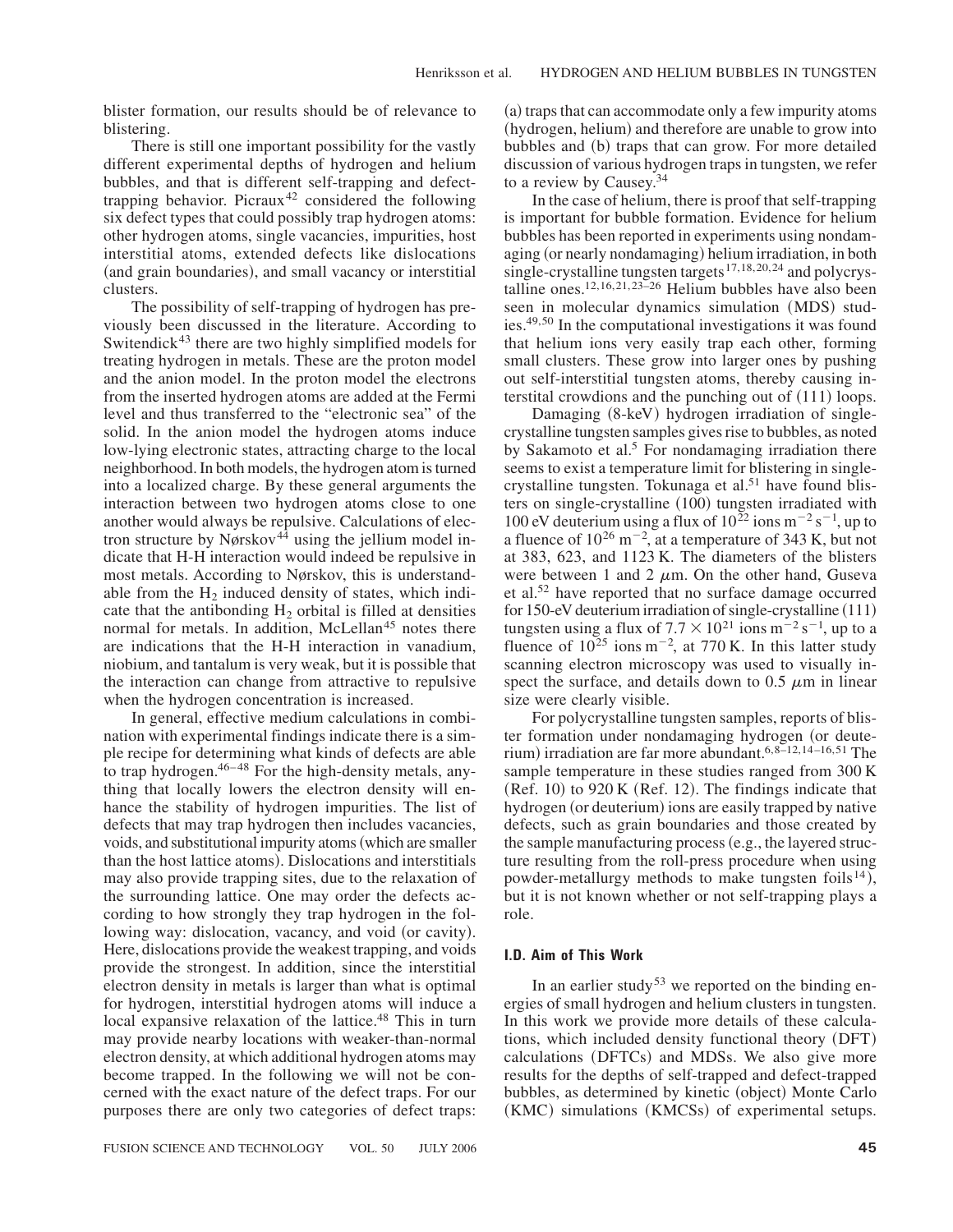blister formation, our results should be of relevance to blistering.

There is still one important possibility for the vastly different experimental depths of hydrogen and helium bubbles, and that is different self-trapping and defect-trapping behavior. Picraux[42] considered the following six defect types that could possibly trap hydrogen atoms: other hydrogen atoms, single vacancies, impurities, host interstitial atoms, extended defects like dislocations (and grain boundaries), and small vacancy or interstitial clusters.

The possibility of self-trapping of hydrogen has previously been discussed in the literature. According to Switendick[43] there are two highly simplified models for treating hydrogen in metals. These are the proton model and the anion model. In the proton model the electrons from the inserted hydrogen atoms are added at the Fermi level and thus transferred to the "electronic sea" of the solid. In the anion model the hydrogen atoms induce low-lying electronic states, attracting charge to the local neighborhood. In both models, the hydrogen atom is turned into a localized charge. By these general arguments the interaction between two hydrogen atoms close to one another would always be repulsive. Calculations of electron structure by Nørskov[44] using the jellium model indicate that H-H interaction would indeed be repulsive in most metals. According to Nørskov, this is understandable from the $H_2$ induced density of states, which indicate that the antibonding $H_2$ orbital is filled at densities normal for metals. In addition, McLellan[45] notes there are indications that the H-H interaction in vanadium, niobium, and tantalum is very weak, but it is possible that the interaction can change from attractive to repulsive when the hydrogen concentration is increased.

In general, effective medium calculations in combination with experimental findings indicate there is a simple recipe for determining what kinds of defects are able to trap hydrogen.[46–48] For the high-density metals, anything that locally lowers the electron density will enhance the stability of hydrogen impurities. The list of defects that may trap hydrogen then includes vacancies, voids, and substitutional impurity atoms (which are smaller than the host lattice atoms). Dislocations and interstitials may also provide trapping sites, due to the relaxation of the surrounding lattice. One may order the defects according to how strongly they trap hydrogen in the following way: dislocation, vacancy, and void (or cavity). Here, dislocations provide the weakest trapping, and voids provide the strongest. In addition, since the interstitial electron density in metals is larger than what is optimal for hydrogen, interstitial hydrogen atoms will induce a local expansive relaxation of the lattice.[48] This in turn may provide nearby locations with weaker-than-normal electron density, at which additional hydrogen atoms may become trapped. In the following we will not be concerned with the exact nature of the defect traps. For our purposes there are only two categories of defect traps: (a) traps that can accommodate only a few impurity atoms (hydrogen, helium) and therefore are unable to grow into bubbles and (b) traps that can grow. For more detailed discussion of various hydrogen traps in tungsten, we refer to a review by Causey.[34]

In the case of helium, there is proof that self-trapping is important for bubble formation. Evidence for helium bubbles has been reported in experiments using nondamaging (or nearly nondamaging) helium irradiation, in both single-crystalline tungsten targets[17,18,20,24] and polycrystalline ones.[12,16,21,23–26] Helium bubbles have also been seen in molecular dynamics simulation (MDS) studies.[49,50] In the computational investigations it was found that helium ions very easily trap each other, forming small clusters. These grow into larger ones by pushing out self-interstitial tungsten atoms, thereby causing interstitial crowdions and the punching out of (111) loops.

Damaging (8-keV) hydrogen irradiation of single-crystalline tungsten samples gives rise to bubbles, as noted by Sakamoto et al.[5] For nondamaging irradiation there seems to exist a temperature limit for blistering in single-crystalline tungsten. Tokunaga et al.[51] have found blisters on single-crystalline (100) tungsten irradiated with 100 eV deuterium using a flux of $10^{22}$ ions $m^{-2}\,s^{-1}$, up to a fluence of $10^{26}$ $m^{-2}$, at a temperature of 343 K, but not at 383, 623, and 1123 K. The diameters of the blisters were between 1 and 2 $\mu$m. On the other hand, Guseva et al.[52] have reported that no surface damage occurred for 150-eV deuterium irradiation of single-crystalline (111) tungsten using a flux of $7.7 \times 10^{21}$ ions $m^{-2}\,s^{-1}$, up to a fluence of $10^{25}$ ions $m^{-2}$, at 770 K. In this latter study scanning electron microscopy was used to visually inspect the surface, and details down to 0.5 $\mu$m in linear size were clearly visible.

For polycrystalline tungsten samples, reports of blister formation under nondamaging hydrogen (or deuterium) irradiation are far more abundant.[6,8–12,14–16,51] The sample temperature in these studies ranged from 300 K (Ref. 10) to 920 K (Ref. 12). The findings indicate that hydrogen (or deuterium) ions are easily trapped by native defects, such as grain boundaries and those created by the sample manufacturing process (e.g., the layered structure resulting from the roll-press procedure when using powder-metallurgy methods to make tungsten foils[14]), but it is not known whether or not self-trapping plays a role.

### I.D. Aim of This Work

In an earlier study[53] we reported on the binding energies of small hydrogen and helium clusters in tungsten. In this work we provide more details of these calculations, which included density functional theory (DFT) calculations (DFTCs) and MDSs. We also give more results for the depths of self-trapped and defect-trapped bubbles, as determined by kinetic (object) Monte Carlo (KMC) simulations (KMCSs) of experimental setups.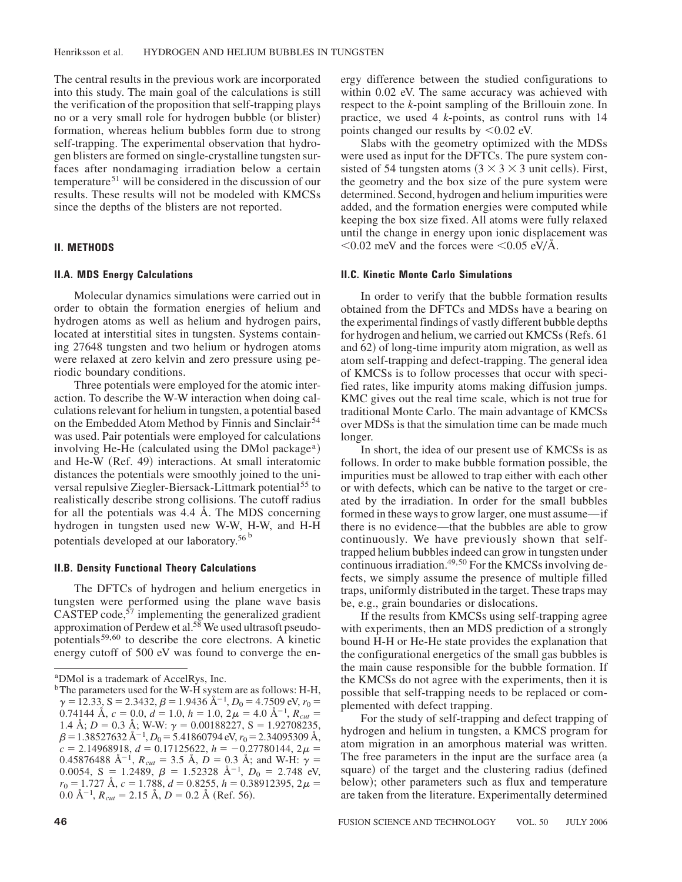The central results in the previous work are incorporated into this study. The main goal of the calculations is still the verification of the proposition that self-trapping plays no or a very small role for hydrogen bubble (or blister) formation, whereas helium bubbles form due to strong self-trapping. The experimental observation that hydrogen blisters are formed on single-crystalline tungsten surfaces after nondamaging irradiation below a certain temperature[51] will be considered in the discussion of our results. These results will not be modeled with KMCSs since the depths of the blisters are not reported.

## II. METHODS

### II.A. MDS Energy Calculations

Molecular dynamics simulations were carried out in order to obtain the formation energies of helium and hydrogen atoms as well as helium and hydrogen pairs, located at interstitial sites in tungsten. Systems containing 27648 tungsten and two helium or hydrogen atoms were relaxed at zero kelvin and zero pressure using periodic boundary conditions.

Three potentials were employed for the atomic interaction. To describe the W-W interaction when doing calculations relevant for helium in tungsten, a potential based on the Embedded Atom Method by Finnis and Sinclair[54] was used. Pair potentials were employed for calculations involving He-He (calculated using the DMol package[a]) and He-W (Ref. 49) interactions. At small interatomic distances the potentials were smoothly joined to the universal repulsive Ziegler-Biersack-Littmark potential[55] to realistically describe strong collisions. The cutoff radius for all the potentials was 4.4 Å. The MDS concerning hydrogen in tungsten used new W-W, H-W, and H-H potentials developed at our laboratory.[56,b]

### II.B. Density Functional Theory Calculations

The DFTCs of hydrogen and helium energetics in tungsten were performed using the plane wave basis CASTEP code,[57] implementing the generalized gradient approximation of Perdew et al.[58] We used ultrasoft pseudopotentials[59,60] to describe the core electrons. A kinetic energy cutoff of 500 eV was found to converge the energy difference between the studied configurations to within 0.02 eV. The same accuracy was achieved with respect to the *k*-point sampling of the Brillouin zone. In practice, we used 4 *k*-points, as control runs with 14 points changed our results by $<0.02$ eV.

Slabs with the geometry optimized with the MDSs were used as input for the DFTCs. The pure system consisted of 54 tungsten atoms ($3 \times 3 \times 3$ unit cells). First, the geometry and the box size of the pure system were determined. Second, hydrogen and helium impurities were added, and the formation energies were computed while keeping the box size fixed. All atoms were fully relaxed until the change in energy upon ionic displacement was $<0.02$ meV and the forces were $<0.05$ eV/Å.

### II.C. Kinetic Monte Carlo Simulations

In order to verify that the bubble formation results obtained from the DFTCs and MDSs have a bearing on the experimental findings of vastly different bubble depths for hydrogen and helium, we carried out KMCSs (Refs. 61 and 62) of long-time impurity atom migration, as well as atom self-trapping and defect-trapping. The general idea of KMCSs is to follow processes that occur with specified rates, like impurity atoms making diffusion jumps. KMC gives out the real time scale, which is not true for traditional Monte Carlo. The main advantage of KMCSs over MDSs is that the simulation time can be made much longer.

In short, the idea of our present use of KMCSs is as follows. In order to make bubble formation possible, the impurities must be allowed to trap either with each other or with defects, which can be native to the target or created by the irradiation. In order for the small bubbles formed in these ways to grow larger, one must assume—if there is no evidence—that the bubbles are able to grow continuously. We have previously shown that self-trapped helium bubbles indeed can grow in tungsten under continuous irradiation.[49,50] For the KMCSs involving defects, we simply assume the presence of multiple filled traps, uniformly distributed in the target. These traps may be, e.g., grain boundaries or dislocations.

If the results from KMCSs using self-trapping agree with experiments, then an MDS prediction of a strongly bound H-H or He-He state provides the explanation that the configurational energetics of the small gas bubbles is the main cause responsible for the bubble formation. If the KMCSs do not agree with the experiments, then it is possible that self-trapping needs to be replaced or complemented with defect trapping.

For the study of self-trapping and defect trapping of hydrogen and helium in tungsten, a KMCS program for atom migration in an amorphous material was written. The free parameters in the input are the surface area (a square) of the target and the clustering radius (defined below); other parameters such as flux and temperature are taken from the literature. Experimentally determined

---

[a] DMol is a trademark of AccelRys, Inc.

[b] The parameters used for the W-H system are as follows: H-H, $\gamma = 12.33$, $S = 2.3432$, $\beta = 1.9436$ Å$^{-1}$, $D_0 = 4.7509$ eV, $r_0 = 0.74144$ Å, $c = 0.0$, $d = 1.0$, $h = 1.0$, $2\mu = 4.0$ Å$^{-1}$, $R_{cut} = 1.4$ Å; $D = 0.3$ Å; W-W: $\gamma = 0.00188227$, $S = 1.92708235$, $\beta = 1.38527632$ Å$^{-1}$, $D_0 = 5.41860794$ eV, $r_0 = 2.34095309$ Å, $c = 2.14968918$, $d = 0.17125622$, $h = -0.27780144$, $2\mu = 0.45876488$ Å$^{-1}$, $R_{cut} = 3.5$ Å, $D = 0.3$ Å; and W-H: $\gamma = 0.0054$, $S = 1.2489$, $\beta = 1.52328$ Å$^{-1}$, $D_0 = 2.748$ eV, $r_0 = 1.727$ Å, $c = 1.788$, $d = 0.8255$, $h = 0.38912395$, $2\mu = 0.0$ Å$^{-1}$, $R_{cut} = 2.15$ Å, $D = 0.2$ Å (Ref. 56).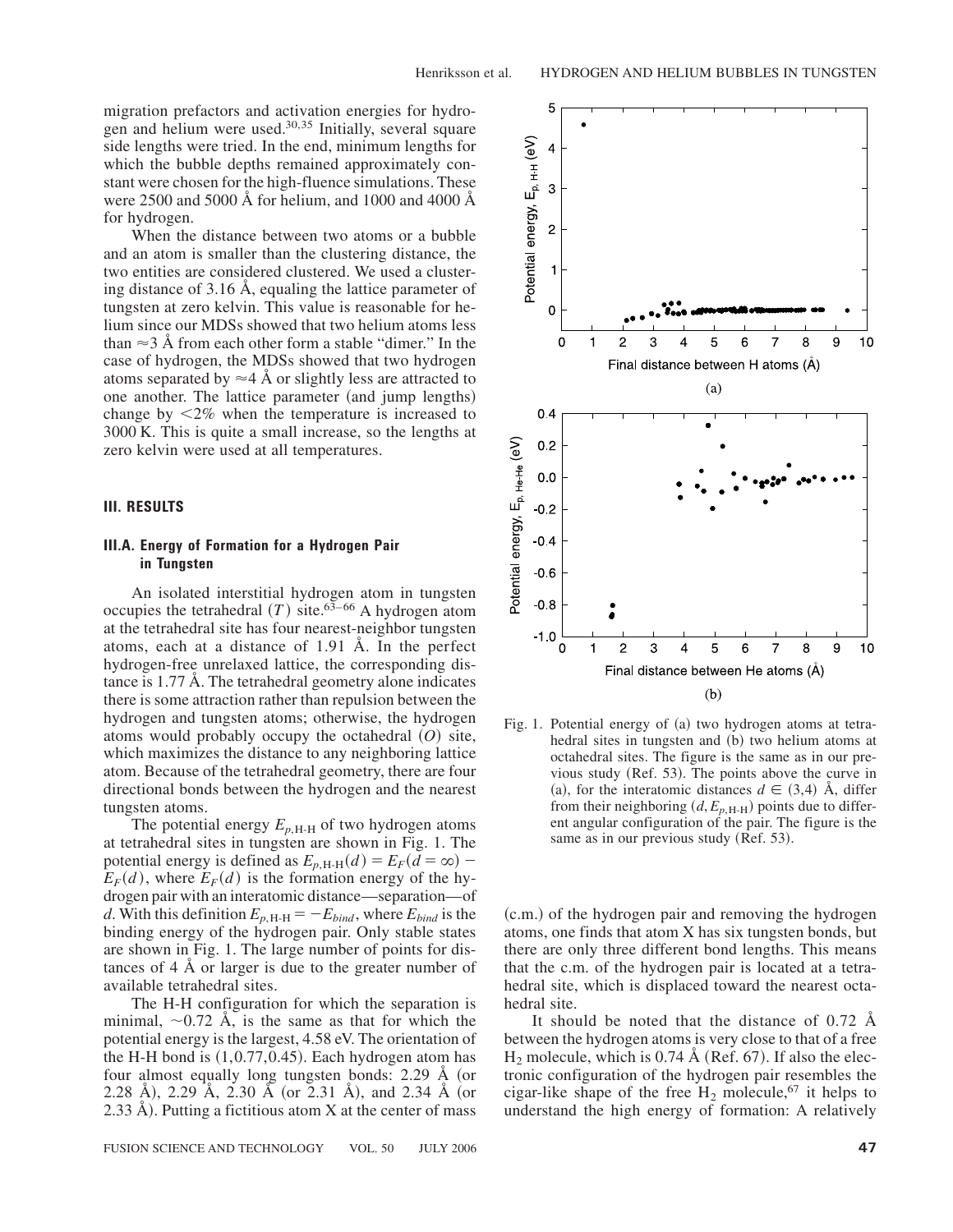migration prefactors and activation energies for hydrogen and helium were used.[30,35] Initially, several square side lengths were tried. In the end, minimum lengths for which the bubble depths remained approximately constant were chosen for the high-fluence simulations. These were 2500 and 5000 Å for helium, and 1000 and 4000 Å for hydrogen.

When the distance between two atoms or a bubble and an atom is smaller than the clustering distance, the two entities are considered clustered. We used a clustering distance of 3.16 Å, equaling the lattice parameter of tungsten at zero kelvin. This value is reasonable for helium since our MDSs showed that two helium atoms less than $\approx$3 Å from each other form a stable "dimer." In the case of hydrogen, the MDSs showed that two hydrogen atoms separated by $\approx$4 Å or slightly less are attracted to one another. The lattice parameter (and jump lengths) change by $<$2% when the temperature is increased to 3000 K. This is quite a small increase, so the lengths at zero kelvin were used at all temperatures.

## III. RESULTS

### III.A. Energy of Formation for a Hydrogen Pair in Tungsten

An isolated interstitial hydrogen atom in tungsten occupies the tetrahedral $(T)$ site.[63–66] A hydrogen atom at the tetrahedral site has four nearest-neighbor tungsten atoms, each at a distance of 1.91 Å. In the perfect hydrogen-free unrelaxed lattice, the corresponding distance is 1.77 Å. The tetrahedral geometry alone indicates there is some attraction rather than repulsion between the hydrogen and tungsten atoms; otherwise, the hydrogen atoms would probably occupy the octahedral $(O)$ site, which maximizes the distance to any neighboring lattice atom. Because of the tetrahedral geometry, there are four directional bonds between the hydrogen and the nearest tungsten atoms.

The potential energy $E_{p,\text{H-H}}$ of two hydrogen atoms at tetrahedral sites in tungsten are shown in Fig. 1. The potential energy is defined as $E_{p,\text{H-H}}(d) = E_F(d=\infty) - E_F(d)$, where $E_F(d)$ is the formation energy of the hydrogen pair with an interatomic distance—separation—of $d$. With this definition $E_{p,\text{H-H}} = -E_{bind}$, where $E_{bind}$ is the binding energy of the hydrogen pair. Only stable states are shown in Fig. 1. The large number of points for distances of 4 Å or larger is due to the greater number of available tetrahedral sites.

The H-H configuration for which the separation is minimal, $\sim$0.72 Å, is the same as that for which the potential energy is the largest, 4.58 eV. The orientation of the H-H bond is (1,0.77,0.45). Each hydrogen atom has four almost equally long tungsten bonds: 2.29 Å (or 2.28 Å), 2.29 Å, 2.30 Å (or 2.31 Å), and 2.34 Å (or 2.33 Å). Putting a fictitious atom X at the center of mass (c.m.) of the hydrogen pair and removing the hydrogen atoms, one finds that atom X has six tungsten bonds, but there are only three different bond lengths. This means that the c.m. of the hydrogen pair is located at a tetrahedral site, which is displaced toward the nearest octahedral site.

Fig. 1. Potential energy of (a) two hydrogen atoms at tetrahedral sites in tungsten and (b) two helium atoms at octahedral sites. The figure is the same as in our previous study (Ref. 53). The points above the curve in (a), for the interatomic distances $d \in (3,4)$ Å, differ from their neighboring $(d, E_{p,\text{H-H}})$ points due to different angular configuration of the pair. The figure is the same as in our previous study (Ref. 53).

It should be noted that the distance of 0.72 Å between the hydrogen atoms is very close to that of a free $H_2$ molecule, which is 0.74 Å (Ref. 67). If also the electronic configuration of the hydrogen pair resembles the cigar-like shape of the free $H_2$ molecule,[67] it helps to understand the high energy of formation: A relatively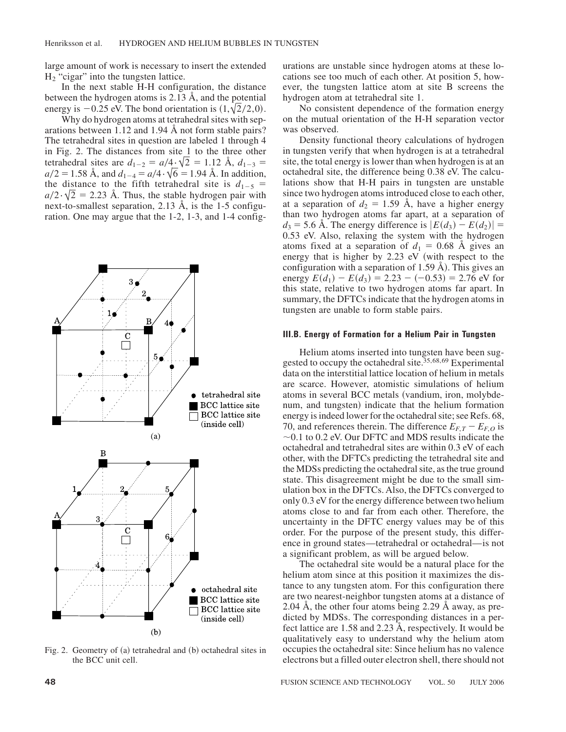large amount of work is necessary to insert the extended $H_2$ "cigar" into the tungsten lattice.

In the next stable H-H configuration, the distance between the hydrogen atoms is 2.13 Å, and the potential energy is $-0.25$ eV. The bond orientation is $(1,\sqrt{2}/2,0)$.

Why do hydrogen atoms at tetrahedral sites with separations between 1.12 and 1.94 Å not form stable pairs? The tetrahedral sites in question are labeled 1 through 4 in Fig. 2. The distances from site 1 to the three other tetrahedral sites are $d_{1-2} = a/4 \cdot \sqrt{2} = 1.12$ Å, $d_{1-3} = a/2 = 1.58$ Å, and $d_{1-4} = a/4 \cdot \sqrt{6} = 1.94$ Å. In addition, the distance to the fifth tetrahedral site is $d_{1-5} = a/2 \cdot \sqrt{2} = 2.23$ Å. Thus, the stable hydrogen pair with next-to-smallest separation, 2.13 Å, is the 1-5 configuration. One may argue that the 1-2, 1-3, and 1-4 configurations are unstable since hydrogen atoms at these locations see too much of each other. At position 5, however, the tungsten lattice atom at site B screens the hydrogen atom at tetrahedral site 1.

No consistent dependence of the formation energy on the mutual orientation of the H-H separation vector was observed.

Density functional theory calculations of hydrogen in tungsten verify that when hydrogen is at a tetrahedral site, the total energy is lower than when hydrogen is at an octahedral site, the difference being 0.38 eV. The calculations show that H-H pairs in tungsten are unstable since two hydrogen atoms introduced close to each other, at a separation of $d_2 = 1.59$ Å, have a higher energy than two hydrogen atoms far apart, at a separation of $d_3 = 5.6$ Å. The energy difference is $|E(d_3) - E(d_2)| = 0.53$ eV. Also, relaxing the system with the hydrogen atoms fixed at a separation of $d_1 = 0.68$ Å gives an energy that is higher by 2.23 eV (with respect to the configuration with a separation of 1.59 Å). This gives an energy $E(d_1) - E(d_3) = 2.23 - (-0.53) = 2.76$ eV for this state, relative to two hydrogen atoms far apart. In summary, the DFTCs indicate that the hydrogen atoms in tungsten are unable to form stable pairs.

Fig. 2. Geometry of (a) tetrahedral and (b) octahedral sites in the BCC unit cell.

### III.B. Energy of Formation for a Helium Pair in Tungsten

Helium atoms inserted into tungsten have been suggested to occupy the octahedral site.[35,68,69] Experimental data on the interstitial lattice location of helium in metals are scarce. However, atomistic simulations of helium atoms in several BCC metals (vandium, iron, molybdenum, and tungsten) indicate that the helium formation energy is indeed lower for the octahedral site; see Refs. 68, 70, and references therein. The difference $E_{F,T} - E_{F,O}$ is ~0.1 to 0.2 eV. Our DFTC and MDS results indicate the octahedral and tetrahedral sites are within 0.3 eV of each other, with the DFTCs predicting the tetrahedral site and the MDSs predicting the octahedral site, as the true ground state. This disagreement might be due to the small simulation box in the DFTCs. Also, the DFTCs converged to only 0.3 eV for the energy difference between two helium atoms close to and far from each other. Therefore, the uncertainty in the DFTC energy values may be of this order. For the purpose of the present study, this difference in ground states—tetrahedral or octahedral—is not a significant problem, as will be argued below.

The octahedral site would be a natural place for the helium atom since at this position it maximizes the distance to any tungsten atom. For this configuration there are two nearest-neighbor tungsten atoms at a distance of 2.04 Å, the other four atoms being 2.29 Å away, as predicted by MDSs. The corresponding distances in a perfect lattice are 1.58 and 2.23 Å, respectively. It would be qualitatively easy to understand why the helium atom occupies the octahedral site: Since helium has no valence electrons but a filled outer electron shell, there should not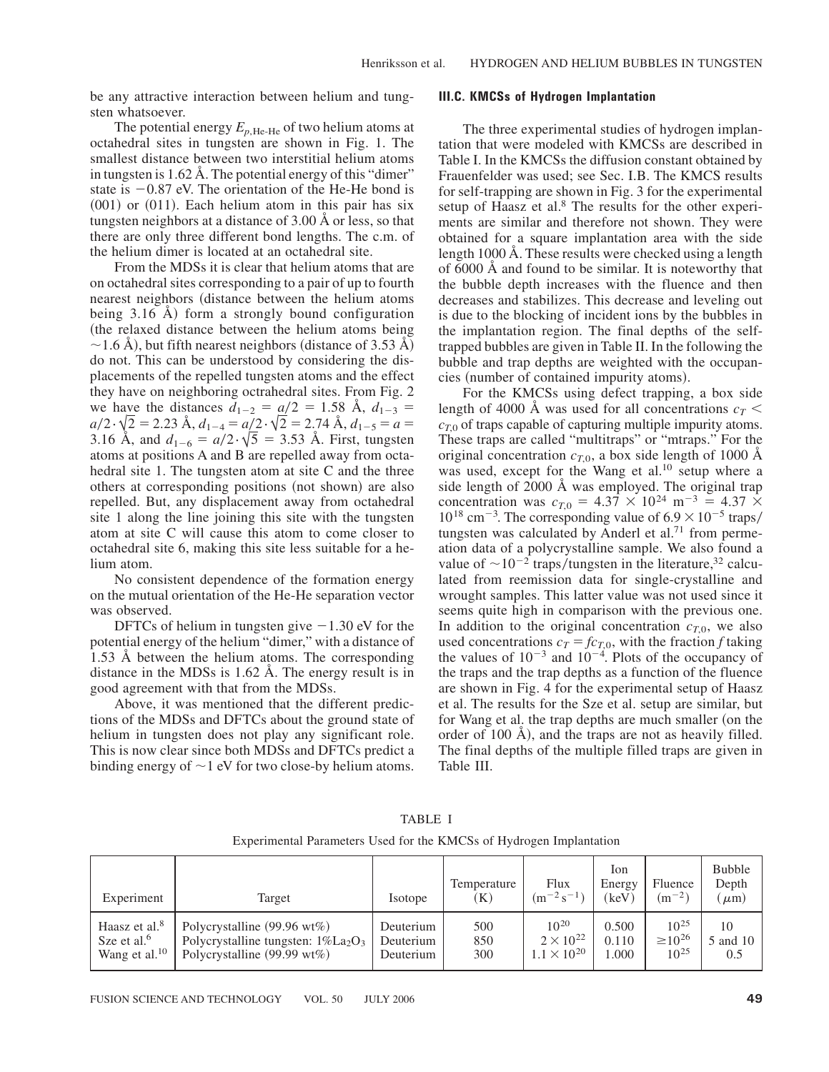be any attractive interaction between helium and tungsten whatsoever.

The potential energy $E_{p,\text{He-He}}$ of two helium atoms at octahedral sites in tungsten are shown in Fig. 1. The smallest distance between two interstitial helium atoms in tungsten is 1.62 Å. The potential energy of this "dimer" state is $-0.87$ eV. The orientation of the He-He bond is (001) or (011). Each helium atom in this pair has six tungsten neighbors at a distance of 3.00 Å or less, so that there are only three different bond lengths. The c.m. of the helium dimer is located at an octahedral site.

From the MDSs it is clear that helium atoms that are on octahedral sites corresponding to a pair of up to fourth nearest neighbors (distance between the helium atoms being 3.16 Å) form a strongly bound configuration (the relaxed distance between the helium atoms being $\sim$1.6 Å), but fifth nearest neighbors (distance of 3.53 Å) do not. This can be understood by considering the displacements of the repelled tungsten atoms and the effect they have on neighboring octrahedral sites. From Fig. 2 we have the distances $d_{1-2} = a/2 = 1.58$ Å, $d_{1-3} = a/2 \cdot \sqrt{2} = 2.23$ Å, $d_{1-4} = a/2 \cdot \sqrt{2} = 2.74$ Å, $d_{1-5} = a = 3.16$ Å, and $d_{1-6} = a/2 \cdot \sqrt{5} = 3.53$ Å. First, tungsten atoms at positions A and B are repelled away from octahedral site 1. The tungsten atom at site C and the three others at corresponding positions (not shown) are also repelled. But, any displacement away from octahedral site 1 along the line joining this site with the tungsten atom at site C will cause this atom to come closer to octahedral site 6, making this site less suitable for a helium atom.

No consistent dependence of the formation energy on the mutual orientation of the He-He separation vector was observed.

DFTCs of helium in tungsten give $-1.30$ eV for the potential energy of the helium "dimer," with a distance of 1.53 Å between the helium atoms. The corresponding distance in the MDSs is 1.62 Å. The energy result is in good agreement with that from the MDSs.

Above, it was mentioned that the different predictions of the MDSs and DFTCs about the ground state of helium in tungsten does not play any significant role. This is now clear since both MDSs and DFTCs predict a binding energy of $\sim$1 eV for two close-by helium atoms.

### III.C. KMCSs of Hydrogen Implantation

The three experimental studies of hydrogen implantation that were modeled with KMCSs are described in Table I. In the KMCSs the diffusion constant obtained by Frauenfelder was used; see Sec. I.B. The KMCS results for self-trapping are shown in Fig. 3 for the experimental setup of Haasz et al.[8] The results for the other experiments are similar and therefore not shown. They were obtained for a square implantation area with the side length 1000 Å. These results were checked using a length of 6000 Å and found to be similar. It is noteworthy that the bubble depth increases with the fluence and then decreases and stabilizes. This decrease and leveling out is due to the blocking of incident ions by the bubbles in the implantation region. The final depths of the self-trapped bubbles are given in Table II. In the following the bubble and trap depths are weighted with the occupancies (number of contained impurity atoms).

For the KMCSs using defect trapping, a box side length of 4000 Å was used for all concentrations $c_T < c_{T,0}$ of traps capable of capturing multiple impurity atoms. These traps are called "multitraps" or "mtraps." For the original concentration $c_{T,0}$, a box side length of 1000 Å was used, except for the Wang et al.[10] setup where a side length of 2000 Å was employed. The original trap concentration was $c_{T,0} = 4.37 \times 10^{24}$ m$^{-3}$ $= 4.37 \times 10^{18}$ cm$^{-3}$. The corresponding value of $6.9 \times 10^{-5}$ traps/tungsten was calculated by Anderl et al.[71] from permeation data of a polycrystalline sample. We also found a value of $\sim 10^{-2}$ traps/tungsten in the literature,[32] calculated from reemission data for single-crystalline and wrought samples. This latter value was not used since it seems quite high in comparison with the previous one. In addition to the original concentration $c_{T,0}$, we also used concentrations $c_T = f c_{T,0}$, with the fraction $f$ taking the values of $10^{-3}$ and $10^{-4}$. Plots of the occupancy of the traps and the trap depths as a function of the fluence are shown in Fig. 4 for the experimental setup of Haasz et al. The results for the Sze et al. setup are similar, but for Wang et al. the trap depths are much smaller (on the order of 100 Å), and the traps are not as heavily filled. The final depths of the multiple filled traps are given in Table III.

TABLE I

Experimental Parameters Used for the KMCSs of Hydrogen Implantation

| Experiment | Target | Isotope | Temperature (K) | Flux ($\text{m}^{-2}\,\text{s}^{-1}$) | Ion Energy (keV) | Fluence ($\text{m}^{-2}$) | Bubble Depth ($\mu$m) |
|---|---|---|---|---|---|---|---|
| Haasz et al.[8] | Polycrystalline (99.96 wt%) | Deuterium | 500 | $10^{20}$ | 0.500 | $10^{25}$ | 10 |
| Sze et al.[6] | Polycrystalline tungsten: 1%$La_2O_3$ | Deuterium | 850 | $2 \times 10^{22}$ | 0.110 | $\gtrsim 10^{26}$ | 5 and 10 |
| Wang et al.[10] | Polycrystalline (99.99 wt%) | Deuterium | 300 | $1.1 \times 10^{20}$ | 1.000 | $10^{25}$ | 0.5 |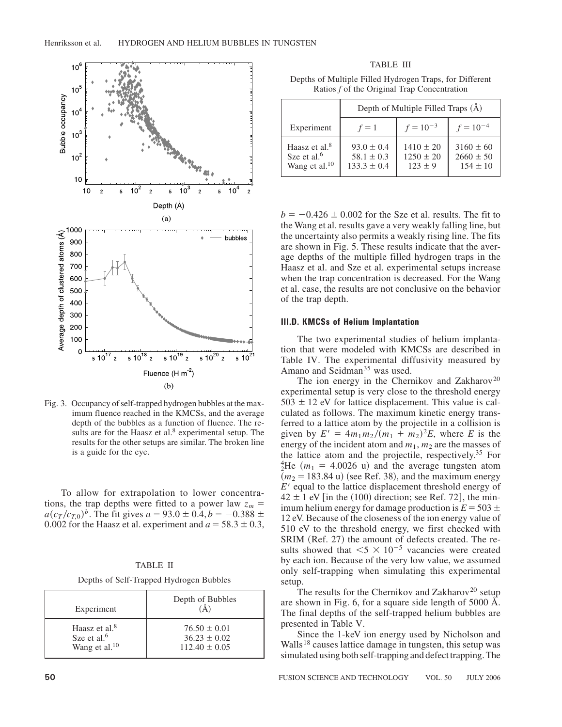Fig. 3. Occupancy of self-trapped hydrogen bubbles at the maximum fluence reached in the KMCSs, and the average depth of the bubbles as a function of fluence. The results are for the Haasz et al.[8] experimental setup. The results for the other setups are similar. The broken line is a guide for the eye.

To allow for extrapolation to lower concentrations, the trap depths were fitted to a power law $z_m = a(c_T/c_{T,0})^b$. The fit gives $a = 93.0 \pm 0.4, b = -0.388 \pm 0.002$ for the Haasz et al. experiment and $a = 58.3 \pm 0.3$, $b = -0.426 \pm 0.002$ for the Sze et al. results. The fit to the Wang et al. results gave a very weakly falling line, but the uncertainty also permits a weakly rising line. The fits are shown in Fig. 5. These results indicate that the average depths of the multiple filled hydrogen traps in the Haasz et al. and Sze et al. experimental setups increase when the trap concentration is decreased. For the Wang et al. case, the results are not conclusive on the behavior of the trap depth.

TABLE II

Depths of Self-Trapped Hydrogen Bubbles

| Experiment | Depth of Bubbles (Å) |
|---|---|
| Haasz et al.[8] | $76.50 \pm 0.01$ |
| Sze et al.[6] | $36.23 \pm 0.02$ |
| Wang et al.[10] | $112.40 \pm 0.05$ |

TABLE III

Depths of Multiple Filled Hydrogen Traps, for Different Ratios *f* of the Original Trap Concentration

| | Depth of Multiple Filled Traps (Å) | | |
|---|---|---|---|
| Experiment | $f = 1$ | $f = 10^{-3}$ | $f = 10^{-4}$ |
| Haasz et al.[8] | $93.0 \pm 0.4$ | $1410 \pm 20$ | $3160 \pm 60$ |
| Sze et al.[6] | $58.1 \pm 0.3$ | $1250 \pm 20$ | $2660 \pm 50$ |
| Wang et al.[10] | $133.3 \pm 0.4$ | $123 \pm 9$ | $154 \pm 10$ |

### III.D. KMCSs of Helium Implantation

The two experimental studies of helium implantation that were modeled with KMCSs are described in Table IV. The experimental diffusivity measured by Amano and Seidman[35] was used.

The ion energy in the Chernikov and Zakharov[20] experimental setup is very close to the threshold energy $503 \pm 12$ eV for lattice displacement. This value is calculated as follows. The maximum kinetic energy transferred to a lattice atom by the projectile in a collision is given by $E' = 4m_1m_2/(m_1 + m_2)^2E$, where $E$ is the energy of the incident atom and $m_1$, $m_2$ are the masses of the lattice atom and the projectile, respectively.[35] For $^4_2$He ($m_1 = 4.0026$ u) and the average tungsten atom ($m_2 = 183.84$ u) (see Ref. 38), and the maximum energy $E'$ equal to the lattice displacement threshold energy of $42 \pm 1$ eV [in the (100) direction; see Ref. 72], the minimum helium energy for damage production is $E = 503 \pm 12$ eV. Because of the closeness of the ion energy value of 510 eV to the threshold energy, we first checked with SRIM (Ref. 27) the amount of defects created. The results showed that $<5 \times 10^{-5}$ vacancies were created by each ion. Because of the very low value, we assumed only self-trapping when simulating this experimental setup.

The results for the Chernikov and Zakharov[20] setup are shown in Fig. 6, for a square side length of 5000 Å. The final depths of the self-trapped helium bubbles are presented in Table V.

Since the 1-keV ion energy used by Nicholson and Walls[18] causes lattice damage in tungsten, this setup was simulated using both self-trapping and defect trapping. The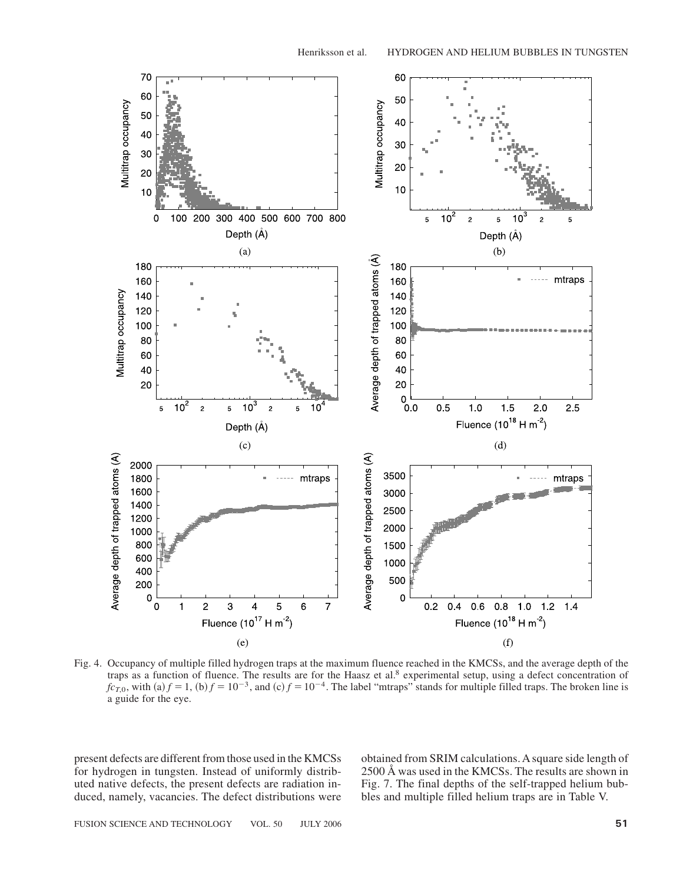Fig. 4. Occupancy of multiple filled hydrogen traps at the maximum fluence reached in the KMCSs, and the average depth of the traps as a function of fluence. The results are for the Haasz et al.[8] experimental setup, using a defect concentration of $fc_{T,0}$, with (a) $f = 1$, (b) $f = 10^{-3}$, and (c) $f = 10^{-4}$. The label "mtraps" stands for multiple filled traps. The broken line is a guide for the eye.

present defects are different from those used in the KMCSs for hydrogen in tungsten. Instead of uniformly distributed native defects, the present defects are radiation induced, namely, vacancies. The defect distributions were obtained from SRIM calculations. A square side length of 2500 Å was used in the KMCSs. The results are shown in Fig. 7. The final depths of the self-trapped helium bubbles and multiple filled helium traps are in Table V.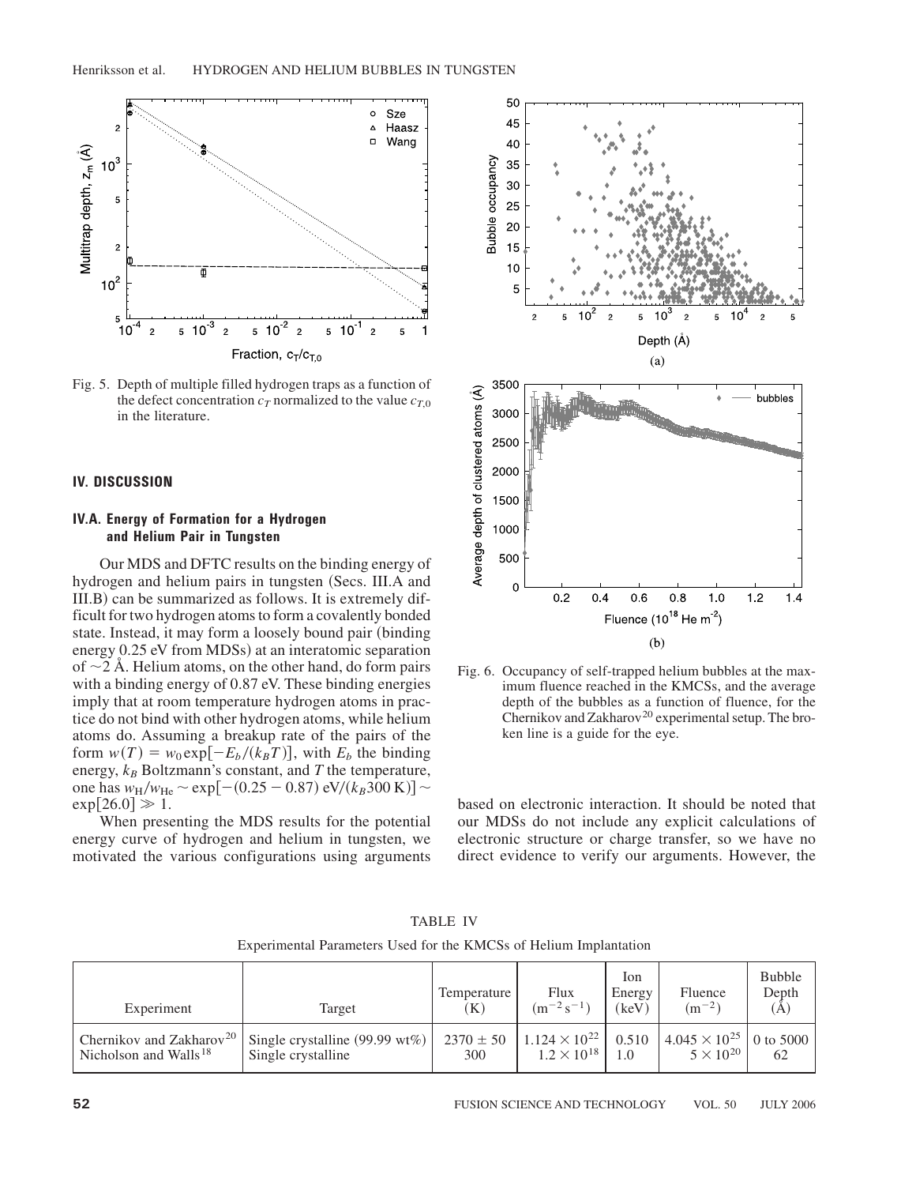Fig. 5. Depth of multiple filled hydrogen traps as a function of the defect concentration $c_T$ normalized to the value $c_{T,0}$ in the literature.

## IV. DISCUSSION

### IV.A. Energy of Formation for a Hydrogen and Helium Pair in Tungsten

Our MDS and DFTC results on the binding energy of hydrogen and helium pairs in tungsten (Secs. III.A and III.B) can be summarized as follows. It is extremely difficult for two hydrogen atoms to form a covalently bonded state. Instead, it may form a loosely bound pair (binding energy 0.25 eV from MDSs) at an interatomic separation of ~2 Å. Helium atoms, on the other hand, do form pairs with a binding energy of 0.87 eV. These binding energies imply that at room temperature hydrogen atoms in practice do not bind with other hydrogen atoms, while helium atoms do. Assuming a breakup rate of the pairs of the form $w(T) = w_0 \exp[-E_b/(k_B T)]$, with $E_b$ the binding energy, $k_B$ Boltzmann's constant, and $T$ the temperature, one has $w_{\mathrm{H}}/w_{\mathrm{He}} \sim \exp[-(0.25 - 0.87)\ \mathrm{eV}/(k_B 300\ \mathrm{K})] \sim \exp[26.0] \gg 1$.

When presenting the MDS results for the potential energy curve of hydrogen and helium in tungsten, we motivated the various configurations using arguments based on electronic interaction. It should be noted that our MDSs do not include any explicit calculations of electronic structure or charge transfer, so we have no direct evidence to verify our arguments. However, the

Fig. 6. Occupancy of self-trapped helium bubbles at the maximum fluence reached in the KMCSs, and the average depth of the bubbles as a function of fluence, for the Chernikov and Zakharov[20] experimental setup. The broken line is a guide for the eye.

TABLE IV

Experimental Parameters Used for the KMCSs of Helium Implantation

| Experiment | Target | Temperature (K) | Flux ($\mathrm{m^{-2}\,s^{-1}}$) | Ion Energy (keV) | Fluence ($\mathrm{m^{-2}}$) | Bubble Depth (Å) |
|---|---|---|---|---|---|---|
| Chernikov and Zakharov[20] | Single crystalline (99.99 wt%) | $2370 \pm 50$ | $1.124 \times 10^{22}$ | 0.510 | $4.045 \times 10^{25}$ | 0 to 5000 |
| Nicholson and Walls[18] | Single crystalline | 300 | $1.2 \times 10^{18}$ | 1.0 | $5 \times 10^{20}$ | 62 |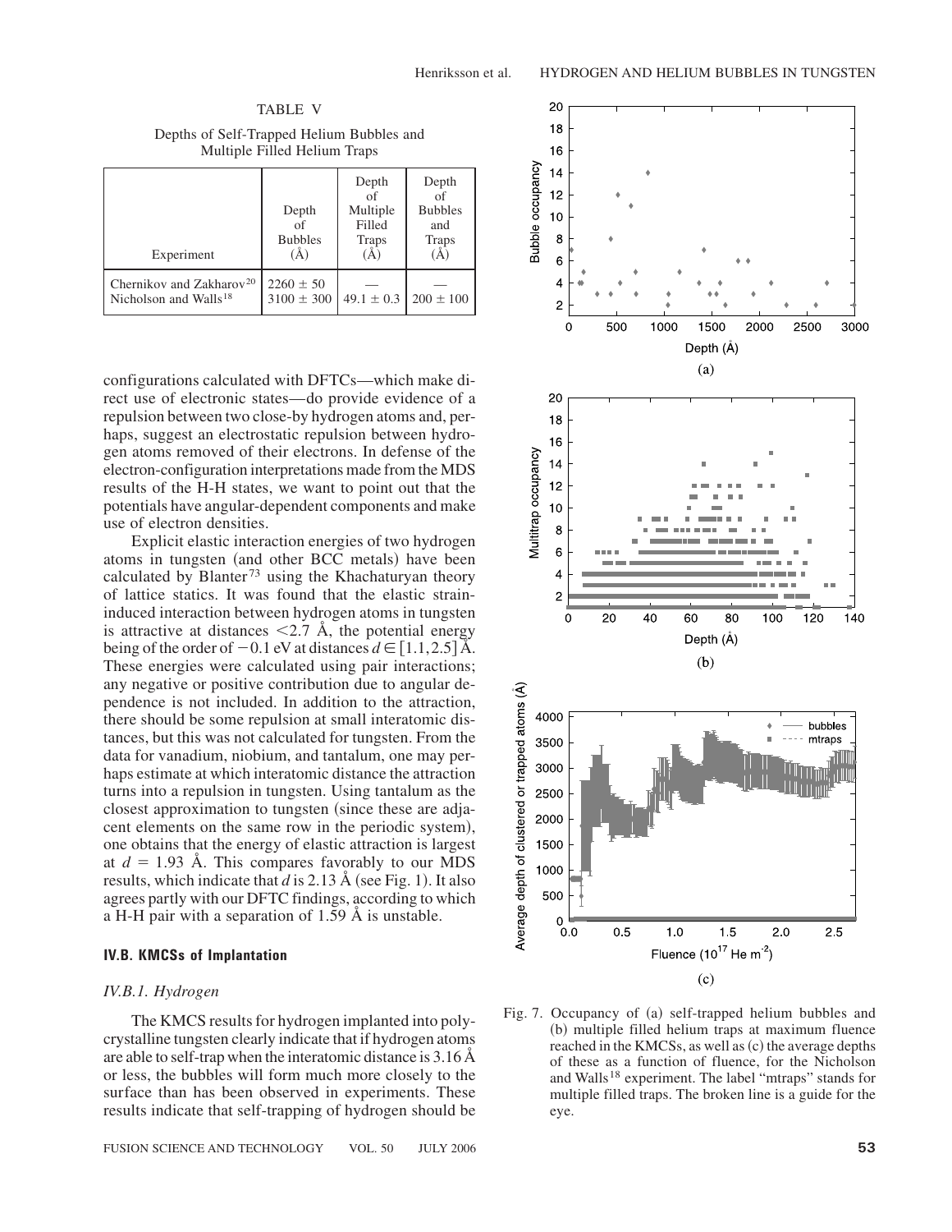TABLE V

Depths of Self-Trapped Helium Bubbles and Multiple Filled Helium Traps

| Experiment | Depth of Bubbles (Å) | Depth of Multiple Filled Traps (Å) | Depth of Bubbles and Traps (Å) |
|---|---|---|---|
| Chernikov and Zakharov[20] | 2260 ± 50 | — | — |
| Nicholson and Walls[18] | 3100 ± 300 | 49.1 ± 0.3 | 200 ± 100 |

configurations calculated with DFTCs—which make direct use of electronic states—do provide evidence of a repulsion between two close-by hydrogen atoms and, perhaps, suggest an electrostatic repulsion between hydrogen atoms removed of their electrons. In defense of the electron-configuration interpretations made from the MDS results of the H-H states, we want to point out that the potentials have angular-dependent components and make use of electron densities.

Explicit elastic interaction energies of two hydrogen atoms in tungsten (and other BCC metals) have been calculated by Blanter[73] using the Khachaturyan theory of lattice statics. It was found that the elastic strain-induced interaction between hydrogen atoms in tungsten is attractive at distances $<2.7$ Å, the potential energy being of the order of $-0.1$ eV at distances $d \in [1.1, 2.5]$ Å. These energies were calculated using pair interactions; any negative or positive contribution due to angular dependence is not included. In addition to the attraction, there should be some repulsion at small interatomic distances, but this was not calculated for tungsten. From the data for vanadium, niobium, and tantalum, one may perhaps estimate at which interatomic distance the attraction turns into a repulsion in tungsten. Using tantalum as the closest approximation to tungsten (since these are adjacent elements on the same row in the periodic system), one obtains that the energy of elastic attraction is largest at $d = 1.93$ Å. This compares favorably to our MDS results, which indicate that $d$ is 2.13 Å (see Fig. 1). It also agrees partly with our DFTC findings, according to which a H-H pair with a separation of 1.59 Å is unstable.

### IV.B. KMCSs of Implantation

#### *IV.B.1. Hydrogen*

The KMCS results for hydrogen implanted into polycrystalline tungsten clearly indicate that if hydrogen atoms are able to self-trap when the interatomic distance is 3.16 Å or less, the bubbles will form much more closely to the surface than has been observed in experiments. These results indicate that self-trapping of hydrogen should be

Fig. 7. Occupancy of (a) self-trapped helium bubbles and (b) multiple filled helium traps at maximum fluence reached in the KMCSs, as well as (c) the average depths of these as a function of fluence, for the Nicholson and Walls[18] experiment. The label "mtraps" stands for multiple filled traps. The broken line is a guide for the eye.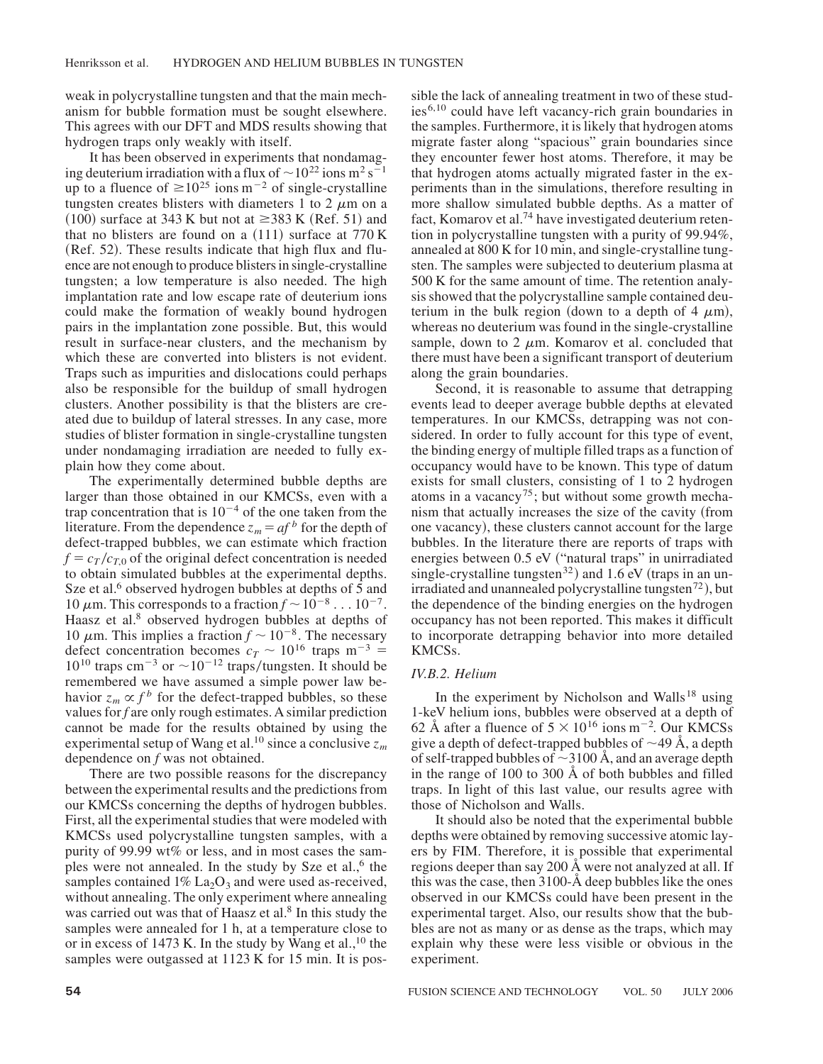weak in polycrystalline tungsten and that the main mechanism for bubble formation must be sought elsewhere. This agrees with our DFT and MDS results showing that hydrogen traps only weakly with itself.

It has been observed in experiments that nondamaging deuterium irradiation with a flux of $\sim 10^{22}$ ions $m^2 s^{-1}$ up to a fluence of $\geq 10^{25}$ ions $m^{-2}$ of single-crystalline tungsten creates blisters with diameters 1 to 2 $\mu$m on a (100) surface at 343 K but not at $\geq$383 K (Ref. 51) and that no blisters are found on a (111) surface at 770 K (Ref. 52). These results indicate that high flux and fluence are not enough to produce blisters in single-crystalline tungsten; a low temperature is also needed. The high implantation rate and low escape rate of deuterium ions could make the formation of weakly bound hydrogen pairs in the implantation zone possible. But, this would result in surface-near clusters, and the mechanism by which these are converted into blisters is not evident. Traps such as impurities and dislocations could perhaps also be responsible for the buildup of small hydrogen clusters. Another possibility is that the blisters are created due to buildup of lateral stresses. In any case, more studies of blister formation in single-crystalline tungsten under nondamaging irradiation are needed to fully explain how they come about.

The experimentally determined bubble depths are larger than those obtained in our KMCSs, even with a trap concentration that is $10^{-4}$ of the one taken from the literature. From the dependence $z_m = af^b$ for the depth of defect-trapped bubbles, we can estimate which fraction $f = c_T/c_{T,0}$ of the original defect concentration is needed to obtain simulated bubbles at the experimental depths. Sze et al.[6] observed hydrogen bubbles at depths of 5 and 10 $\mu$m. This corresponds to a fraction $f \sim 10^{-8} \ldots 10^{-7}$. Haasz et al.[8] observed hydrogen bubbles at depths of 10 $\mu$m. This implies a fraction $f \sim 10^{-8}$. The necessary defect concentration becomes $c_T \sim 10^{16}$ traps $m^{-3}$ = $10^{10}$ traps $cm^{-3}$ or $\sim 10^{-12}$ traps/tungsten. It should be remembered we have assumed a simple power law behavior $z_m \propto f^b$ for the defect-trapped bubbles, so these values for $f$ are only rough estimates. A similar prediction cannot be made for the results obtained by using the experimental setup of Wang et al.[10] since a conclusive $z_m$ dependence on $f$ was not obtained.

There are two possible reasons for the discrepancy between the experimental results and the predictions from our KMCSs concerning the depths of hydrogen bubbles. First, all the experimental studies that were modeled with KMCSs used polycrystalline tungsten samples, with a purity of 99.99 wt% or less, and in most cases the samples were not annealed. In the study by Sze et al.,[6] the samples contained 1% $La_2O_3$ and were used as-received, without annealing. The only experiment where annealing was carried out was that of Haasz et al.[8] In this study the samples were annealed for 1 h, at a temperature close to or in excess of 1473 K. In the study by Wang et al.,[10] the samples were outgassed at 1123 K for 15 min. It is possible the lack of annealing treatment in two of these studies[6,10] could have left vacancy-rich grain boundaries in the samples. Furthermore, it is likely that hydrogen atoms migrate faster along "spacious" grain boundaries since they encounter fewer host atoms. Therefore, it may be that hydrogen atoms actually migrated faster in the experiments than in the simulations, therefore resulting in more shallow simulated bubble depths. As a matter of fact, Komarov et al.[74] have investigated deuterium retention in polycrystalline tungsten with a purity of 99.94%, annealed at 800 K for 10 min, and single-crystalline tungsten. The samples were subjected to deuterium plasma at 500 K for the same amount of time. The retention analysis showed that the polycrystalline sample contained deuterium in the bulk region (down to a depth of 4 $\mu$m), whereas no deuterium was found in the single-crystalline sample, down to 2 $\mu$m. Komarov et al. concluded that there must have been a significant transport of deuterium along the grain boundaries.

Second, it is reasonable to assume that detrapping events lead to deeper average bubble depths at elevated temperatures. In our KMCSs, detrapping was not considered. In order to fully account for this type of event, the binding energy of multiple filled traps as a function of occupancy would have to be known. This type of datum exists for small clusters, consisting of 1 to 2 hydrogen atoms in a vacancy[75]; but without some growth mechanism that actually increases the size of the cavity (from one vacancy), these clusters cannot account for the large bubbles. In the literature there are reports of traps with energies between 0.5 eV ("natural traps" in unirradiated single-crystalline tungsten[32]) and 1.6 eV (traps in an unirradiated and unannealed polycrystalline tungsten[72]), but the dependence of the binding energies on the hydrogen occupancy has not been reported. This makes it difficult to incorporate detrapping behavior into more detailed KMCSs.

### *IV.B.2. Helium*

In the experiment by Nicholson and Walls[18] using 1-keV helium ions, bubbles were observed at a depth of 62 Å after a fluence of $5 \times 10^{16}$ ions $m^{-2}$. Our KMCSs give a depth of defect-trapped bubbles of $\sim$49 Å, a depth of self-trapped bubbles of $\sim$3100 Å, and an average depth in the range of 100 to 300 Å of both bubbles and filled traps. In light of this last value, our results agree with those of Nicholson and Walls.

It should also be noted that the experimental bubble depths were obtained by removing successive atomic layers by FIM. Therefore, it is possible that experimental regions deeper than say 200 Å were not analyzed at all. If this was the case, then 3100-Å deep bubbles like the ones observed in our KMCSs could have been present in the experimental target. Also, our results show that the bubbles are not as many or as dense as the traps, which may explain why these were less visible or obvious in the experiment.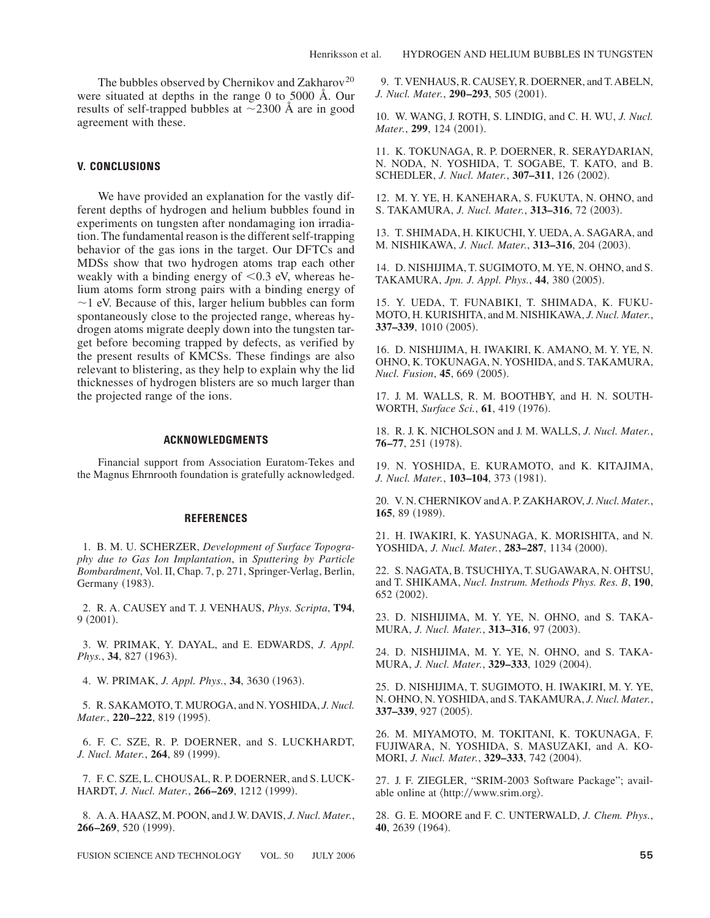The bubbles observed by Chernikov and Zakharov[20] were situated at depths in the range 0 to 5000 Å. Our results of self-trapped bubbles at $\sim$2300 Å are in good agreement with these.

## V. CONCLUSIONS

We have provided an explanation for the vastly different depths of hydrogen and helium bubbles found in experiments on tungsten after nondamaging ion irradiation. The fundamental reason is the different self-trapping behavior of the gas ions in the target. Our DFTCs and MDSs show that two hydrogen atoms trap each other weakly with a binding energy of $<$0.3 eV, whereas helium atoms form strong pairs with a binding energy of $\sim$1 eV. Because of this, larger helium bubbles can form spontaneously close to the projected range, whereas hydrogen atoms migrate deeply down into the tungsten target before becoming trapped by defects, as verified by the present results of KMCSs. These findings are also relevant to blistering, as they help to explain why the lid thicknesses of hydrogen blisters are so much larger than the projected range of the ions.

## ACKNOWLEDGMENTS

Financial support from Association Euratom-Tekes and the Magnus Ehrnrooth foundation is gratefully acknowledged.

## REFERENCES

1. B. M. U. SCHERZER, *Development of Surface Topography due to Gas Ion Implantation*, in *Sputtering by Particle Bombardment*, Vol. II, Chap. 7, p. 271, Springer-Verlag, Berlin, Germany (1983).

2. R. A. CAUSEY and T. J. VENHAUS, *Phys. Scripta*, **T94**, 9 (2001).

3. W. PRIMAK, Y. DAYAL, and E. EDWARDS, *J. Appl. Phys.*, **34**, 827 (1963).

4. W. PRIMAK, *J. Appl. Phys.*, **34**, 3630 (1963).

5. R. SAKAMOTO, T. MUROGA, and N. YOSHIDA, *J. Nucl. Mater.*, **220–222**, 819 (1995).

6. F. C. SZE, R. P. DOERNER, and S. LUCKHARDT, *J. Nucl. Mater.*, **264**, 89 (1999).

7. F. C. SZE, L. CHOUSAL, R. P. DOERNER, and S. LUCKHARDT, *J. Nucl. Mater.*, **266–269**, 1212 (1999).

8. A. A. HAASZ, M. POON, and J. W. DAVIS, *J. Nucl. Mater.*, **266–269**, 520 (1999).

9. T. VENHAUS, R. CAUSEY, R. DOERNER, and T. ABELN, *J. Nucl. Mater.*, **290–293**, 505 (2001).

10. W. WANG, J. ROTH, S. LINDIG, and C. H. WU, *J. Nucl. Mater.*, **299**, 124 (2001).

11. K. TOKUNAGA, R. P. DOERNER, R. SERAYDARIAN, N. NODA, N. YOSHIDA, T. SOGABE, T. KATO, and B. SCHEDLER, *J. Nucl. Mater.*, **307–311**, 126 (2002).

12. M. Y. YE, H. KANEHARA, S. FUKUTA, N. OHNO, and S. TAKAMURA, *J. Nucl. Mater.*, **313–316**, 72 (2003).

13. T. SHIMADA, H. KIKUCHI, Y. UEDA, A. SAGARA, and M. NISHIKAWA, *J. Nucl. Mater.*, **313–316**, 204 (2003).

14. D. NISHIJIMA, T. SUGIMOTO, M. YE, N. OHNO, and S. TAKAMURA, *Jpn. J. Appl. Phys.*, **44**, 380 (2005).

15. Y. UEDA, T. FUNABIKI, T. SHIMADA, K. FUKUMOTO, H. KURISHITA, and M. NISHIKAWA, *J. Nucl. Mater.*, **337–339**, 1010 (2005).

16. D. NISHIJIMA, H. IWAKIRI, K. AMANO, M. Y. YE, N. OHNO, K. TOKUNAGA, N. YOSHIDA, and S. TAKAMURA, *Nucl. Fusion*, **45**, 669 (2005).

17. J. M. WALLS, R. M. BOOTHBY, and H. N. SOUTHWORTH, *Surface Sci.*, **61**, 419 (1976).

18. R. J. K. NICHOLSON and J. M. WALLS, *J. Nucl. Mater.*, **76–77**, 251 (1978).

19. N. YOSHIDA, E. KURAMOTO, and K. KITAJIMA, *J. Nucl. Mater.*, **103–104**, 373 (1981).

20. V. N. CHERNIKOV and A. P. ZAKHAROV, *J. Nucl. Mater.*, **165**, 89 (1989).

21. H. IWAKIRI, K. YASUNAGA, K. MORISHITA, and N. YOSHIDA, *J. Nucl. Mater.*, **283–287**, 1134 (2000).

22. S. NAGATA, B. TSUCHIYA, T. SUGAWARA, N. OHTSU, and T. SHIKAMA, *Nucl. Instrum. Methods Phys. Res. B*, **190**, 652 (2002).

23. D. NISHIJIMA, M. Y. YE, N. OHNO, and S. TAKAMURA, *J. Nucl. Mater.*, **313–316**, 97 (2003).

24. D. NISHIJIMA, M. Y. YE, N. OHNO, and S. TAKAMURA, *J. Nucl. Mater.*, **329–333**, 1029 (2004).

25. D. NISHIJIMA, T. SUGIMOTO, H. IWAKIRI, M. Y. YE, N. OHNO, N. YOSHIDA, and S. TAKAMURA, *J. Nucl. Mater.*, **337–339**, 927 (2005).

26. M. MIYAMOTO, M. TOKITANI, K. TOKUNAGA, F. FUJIWARA, N. YOSHIDA, S. MASUZAKI, and A. KOMORI, *J. Nucl. Mater.*, **329–333**, 742 (2004).

27. J. F. ZIEGLER, "SRIM-2003 Software Package"; available online at ⟨http://www.srim.org⟩.

28. G. E. MOORE and F. C. UNTERWALD, *J. Chem. Phys.*, **40**, 2639 (1964).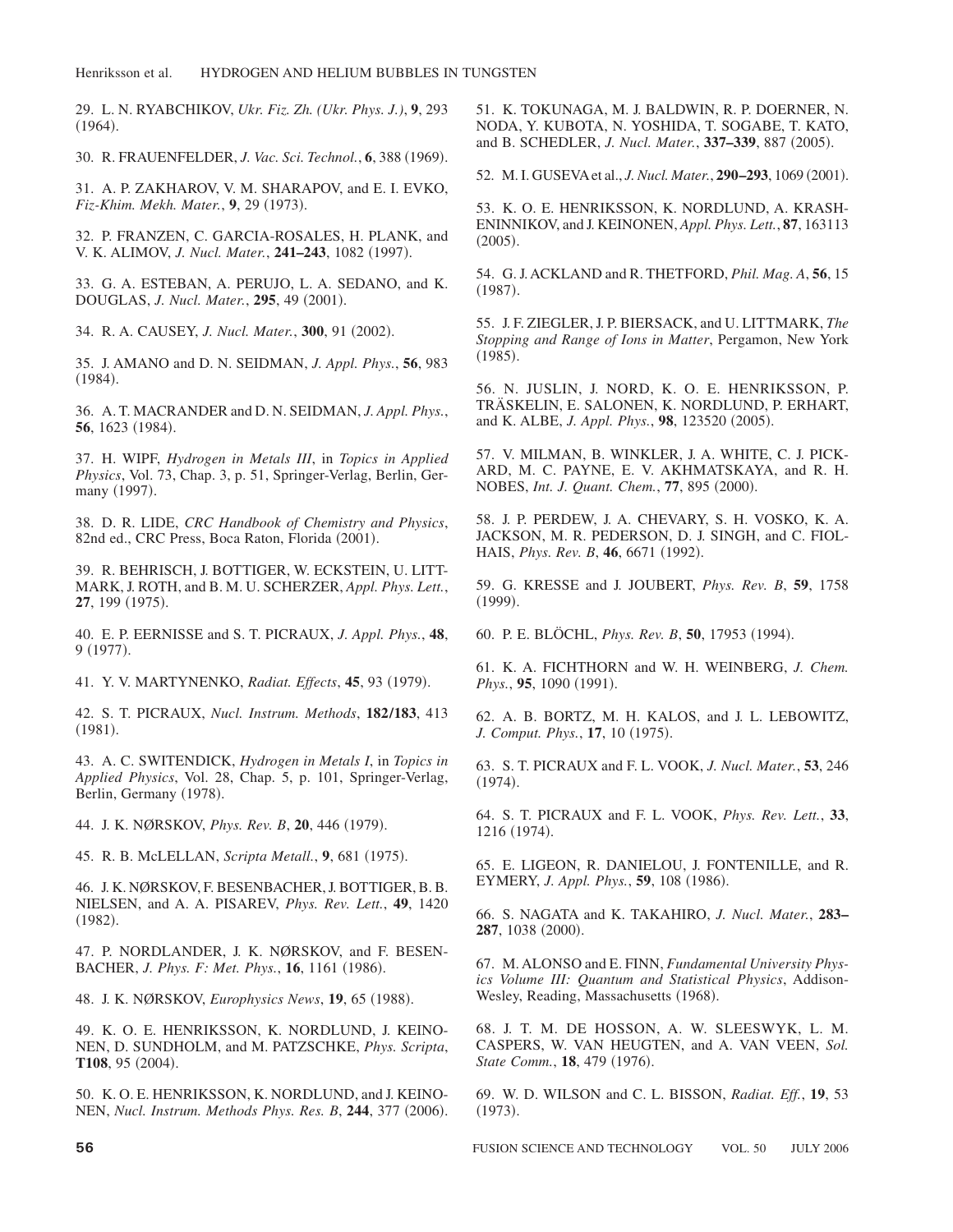29. L. N. RYABCHIKOV, *Ukr. Fiz. Zh. (Ukr. Phys. J.)*, **9**, 293 (1964).

30. R. FRAUENFELDER, *J. Vac. Sci. Technol.*, **6**, 388 (1969).

31. A. P. ZAKHAROV, V. M. SHARAPOV, and E. I. EVKO, *Fiz-Khim. Mekh. Mater.*, **9**, 29 (1973).

32. P. FRANZEN, C. GARCIA-ROSALES, H. PLANK, and V. K. ALIMOV, *J. Nucl. Mater.*, **241–243**, 1082 (1997).

33. G. A. ESTEBAN, A. PERUJO, L. A. SEDANO, and K. DOUGLAS, *J. Nucl. Mater.*, **295**, 49 (2001).

34. R. A. CAUSEY, *J. Nucl. Mater.*, **300**, 91 (2002).

35. J. AMANO and D. N. SEIDMAN, *J. Appl. Phys.*, **56**, 983 (1984).

36. A. T. MACRANDER and D. N. SEIDMAN, *J. Appl. Phys.*, **56**, 1623 (1984).

37. H. WIPF, *Hydrogen in Metals III*, in *Topics in Applied Physics*, Vol. 73, Chap. 3, p. 51, Springer-Verlag, Berlin, Germany (1997).

38. D. R. LIDE, *CRC Handbook of Chemistry and Physics*, 82nd ed., CRC Press, Boca Raton, Florida (2001).

39. R. BEHRISCH, J. BOTTIGER, W. ECKSTEIN, U. LITTMARK, J. ROTH, and B. M. U. SCHERZER, *Appl. Phys. Lett.*, **27**, 199 (1975).

40. E. P. EERNISSE and S. T. PICRAUX, *J. Appl. Phys.*, **48**, 9 (1977).

41. Y. V. MARTYNENKO, *Radiat. Effects*, **45**, 93 (1979).

42. S. T. PICRAUX, *Nucl. Instrum. Methods*, **182/183**, 413 (1981).

43. A. C. SWITENDICK, *Hydrogen in Metals I*, in *Topics in Applied Physics*, Vol. 28, Chap. 5, p. 101, Springer-Verlag, Berlin, Germany (1978).

44. J. K. NØRSKOV, *Phys. Rev. B*, **20**, 446 (1979).

45. R. B. McLELLAN, *Scripta Metall.*, **9**, 681 (1975).

46. J. K. NØRSKOV, F. BESENBACHER, J. BOTTIGER, B. B. NIELSEN, and A. A. PISAREV, *Phys. Rev. Lett.*, **49**, 1420 (1982).

47. P. NORDLANDER, J. K. NØRSKOV, and F. BESENBACHER, *J. Phys. F: Met. Phys.*, **16**, 1161 (1986).

48. J. K. NØRSKOV, *Europhysics News*, **19**, 65 (1988).

49. K. O. E. HENRIKSSON, K. NORDLUND, J. KEINONEN, D. SUNDHOLM, and M. PATZSCHKE, *Phys. Scripta*, **T108**, 95 (2004).

50. K. O. E. HENRIKSSON, K. NORDLUND, and J. KEINONEN, *Nucl. Instrum. Methods Phys. Res. B*, **244**, 377 (2006).

51. K. TOKUNAGA, M. J. BALDWIN, R. P. DOERNER, N. NODA, Y. KUBOTA, N. YOSHIDA, T. SOGABE, T. KATO, and B. SCHEDLER, *J. Nucl. Mater.*, **337–339**, 887 (2005).

52. M. I. GUSEVA et al., *J. Nucl. Mater.*, **290–293**, 1069 (2001).

53. K. O. E. HENRIKSSON, K. NORDLUND, A. KRASHENINNIKOV, and J. KEINONEN, *Appl. Phys. Lett.*, **87**, 163113 (2005).

54. G. J. ACKLAND and R. THETFORD, *Phil. Mag. A*, **56**, 15 (1987).

55. J. F. ZIEGLER, J. P. BIERSACK, and U. LITTMARK, *The Stopping and Range of Ions in Matter*, Pergamon, New York (1985).

56. N. JUSLIN, J. NORD, K. O. E. HENRIKSSON, P. TRÄSKELIN, E. SALONEN, K. NORDLUND, P. ERHART, and K. ALBE, *J. Appl. Phys.*, **98**, 123520 (2005).

57. V. MILMAN, B. WINKLER, J. A. WHITE, C. J. PICKARD, M. C. PAYNE, E. V. AKHMATSKAYA, and R. H. NOBES, *Int. J. Quant. Chem.*, **77**, 895 (2000).

58. J. P. PERDEW, J. A. CHEVARY, S. H. VOSKO, K. A. JACKSON, M. R. PEDERSON, D. J. SINGH, and C. FIOLHAIS, *Phys. Rev. B*, **46**, 6671 (1992).

59. G. KRESSE and J. JOUBERT, *Phys. Rev. B*, **59**, 1758 (1999).

60. P. E. BLÖCHL, *Phys. Rev. B*, **50**, 17953 (1994).

61. K. A. FICHTHORN and W. H. WEINBERG, *J. Chem. Phys.*, **95**, 1090 (1991).

62. A. B. BORTZ, M. H. KALOS, and J. L. LEBOWITZ, *J. Comput. Phys.*, **17**, 10 (1975).

63. S. T. PICRAUX and F. L. VOOK, *J. Nucl. Mater.*, **53**, 246 (1974).

64. S. T. PICRAUX and F. L. VOOK, *Phys. Rev. Lett.*, **33**, 1216 (1974).

65. E. LIGEON, R. DANIELOU, J. FONTENILLE, and R. EYMERY, *J. Appl. Phys.*, **59**, 108 (1986).

66. S. NAGATA and K. TAKAHIRO, *J. Nucl. Mater.*, **283–287**, 1038 (2000).

67. M. ALONSO and E. FINN, *Fundamental University Physics Volume III: Quantum and Statistical Physics*, Addison-Wesley, Reading, Massachusetts (1968).

68. J. T. M. DE HOSSON, A. W. SLEESWYK, L. M. CASPERS, W. VAN HEUGTEN, and A. VAN VEEN, *Sol. State Comm.*, **18**, 479 (1976).

69. W. D. WILSON and C. L. BISSON, *Radiat. Eff.*, **19**, 53 (1973).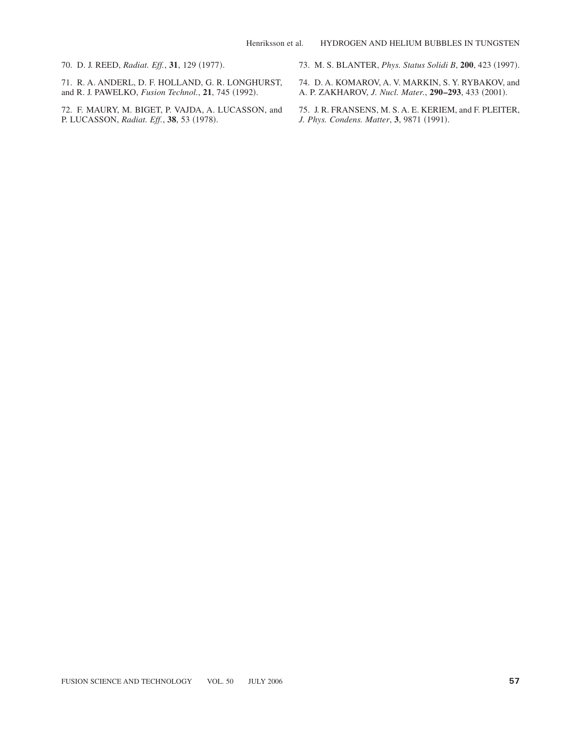70. D. J. REED, *Radiat. Eff.*, **31**, 129 (1977).

71. R. A. ANDERL, D. F. HOLLAND, G. R. LONGHURST, and R. J. PAWELKO, *Fusion Technol.*, **21**, 745 (1992).

72. F. MAURY, M. BIGET, P. VAJDA, A. LUCASSON, and P. LUCASSON, *Radiat. Eff.*, **38**, 53 (1978).

73. M. S. BLANTER, *Phys. Status Solidi B*, **200**, 423 (1997).

74. D. A. KOMAROV, A. V. MARKIN, S. Y. RYBAKOV, and A. P. ZAKHAROV, *J. Nucl. Mater.*, **290–293**, 433 (2001).

75. J. R. FRANSENS, M. S. A. E. KERIEM, and F. PLEITER, *J. Phys. Condens. Matter*, **3**, 9871 (1991).